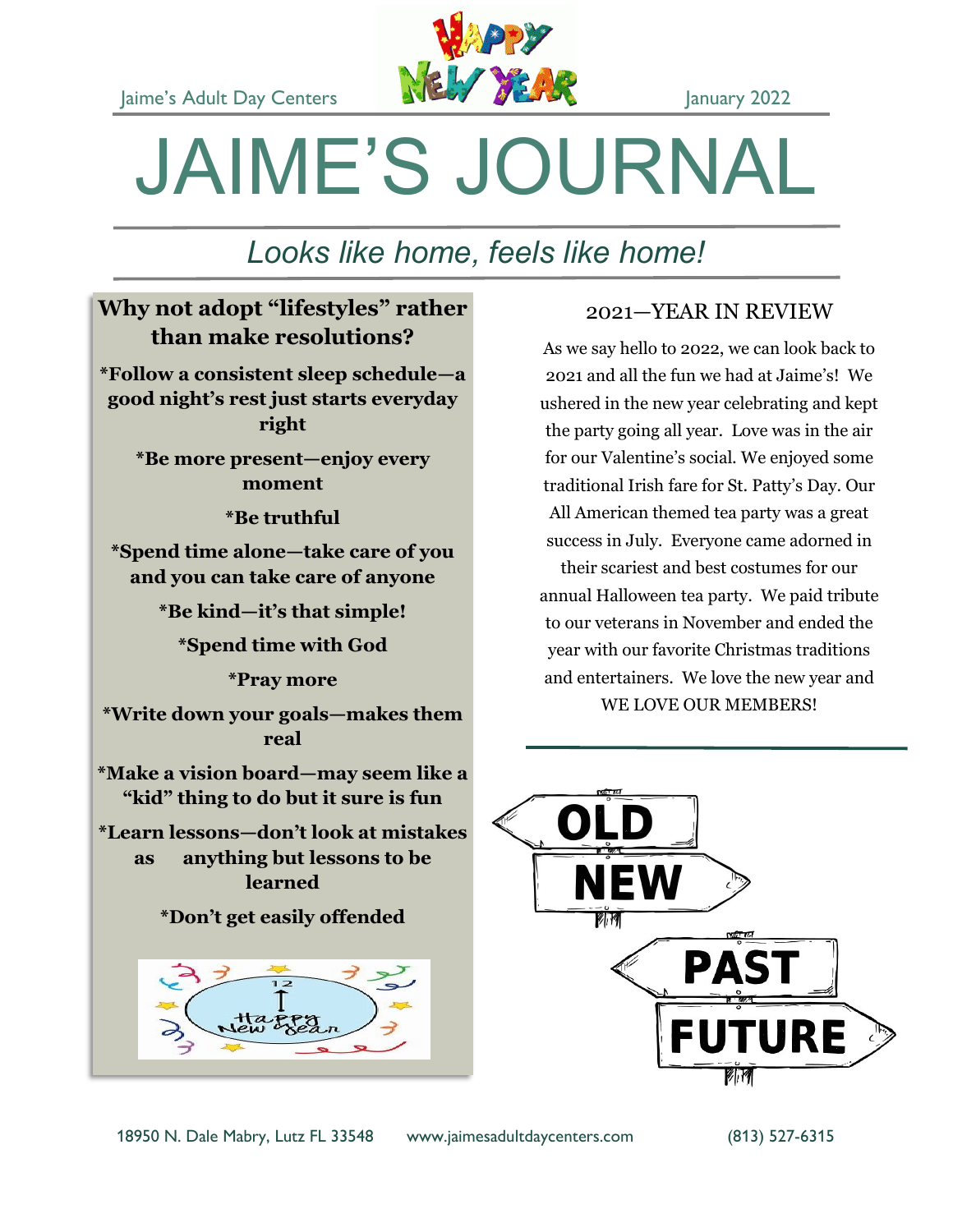Jaime's Adult Day Centers — January 2022

# JAIME'S JOURNAL

*Looks like home, feels like home!*

## Why not adopt "lifestyles" rather than make resolutions?

**\*Follow a consistent sleep schedule—a good night's rest just starts everyday right**

**\*Be more present—enjoy every moment**

**\*Be truthful**

**\*Spend time alone—take care of you and you can take care of anyone**

**\*Be kind—it's that simple!**

**\*Spend time with God**

**\*Pray more**

**\*Write down your goals—makes them real**

**\*Make a vision board—may seem like a "kid" thing to do but it sure is fun**

**\*Learn lessons—don't look at mistakes as anything but lessons to be learned**

**\*Don't get easily offended**

## 2021—YEAR IN REVIEW

As we say hello to 2022, we can look back to 2021 and all the fun we had at Jaime's! We ushered in the new year celebrating and kept the party going all year. Love was in the air for our Valentine's social. We enjoyed some traditional Irish fare for St. Patty's Day. Our All American themed tea party was a great success in July. Everyone came adorned in their scariest and best costumes for our annual Halloween tea party. We paid tribute to our veterans in November and ended the year with our favorite Christmas traditions and entertainers. We love the new year and WE LOVE OUR MEMBERS!

18950 N. Dale Mabry, Lutz FL 33548 www.jaimesadultdaycenters.com (813) 527-6315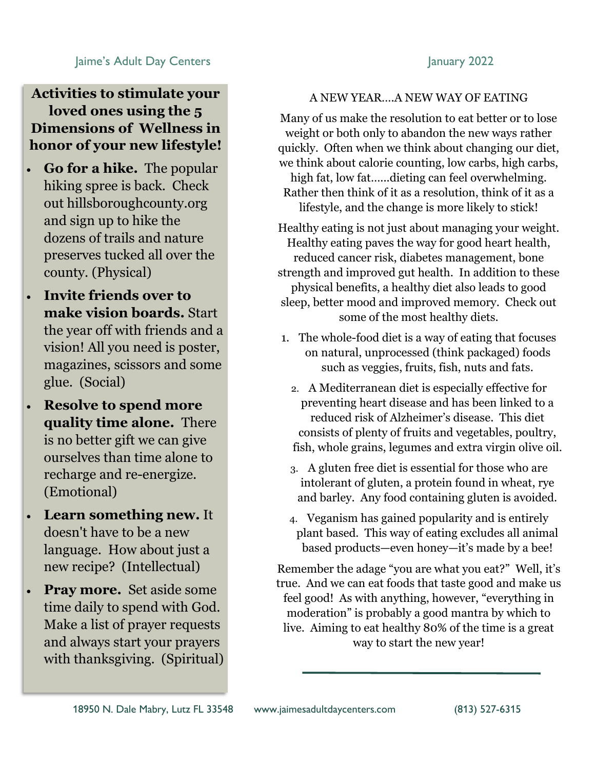## Activities to stimulate your loved ones using the 5 Dimensions of Wellness in honor of your new lifestyle!

- **Go for a hike.** The popular hiking spree is back. Check out hillsboroughcounty.org and sign up to hike the dozens of trails and nature preserves tucked all over the county. (Physical)
- **Invite friends over to make vision boards.** Start the year off with friends and a vision! All you need is poster, magazines, scissors and some glue. (Social)
- **Resolve to spend more quality time alone.** There is no better gift we can give ourselves than time alone to recharge and re-energize. (Emotional)
- **Learn something new.** It doesn't have to be a new language. How about just a new recipe? (Intellectual)
- **Pray more.** Set aside some time daily to spend with God. Make a list of prayer requests and always start your prayers with thanksgiving. (Spiritual)

## A NEW YEAR....A NEW WAY OF EATING

Many of us make the resolution to eat better or to lose weight or both only to abandon the new ways rather quickly. Often when we think about changing our diet, we think about calorie counting, low carbs, high carbs, high fat, low fat......dieting can feel overwhelming. Rather then think of it as a resolution, think of it as a lifestyle, and the change is more likely to stick!

Healthy eating is not just about managing your weight. Healthy eating paves the way for good heart health, reduced cancer risk, diabetes management, bone strength and improved gut health. In addition to these physical benefits, a healthy diet also leads to good sleep, better mood and improved memory. Check out some of the most healthy diets.

1. The whole-food diet is a way of eating that focuses on natural, unprocessed (think packaged) foods such as veggies, fruits, fish, nuts and fats.
2. A Mediterranean diet is especially effective for preventing heart disease and has been linked to a reduced risk of Alzheimer's disease. This diet consists of plenty of fruits and vegetables, poultry, fish, whole grains, legumes and extra virgin olive oil.
3. A gluten free diet is essential for those who are intolerant of gluten, a protein found in wheat, rye and barley. Any food containing gluten is avoided.
4. Veganism has gained popularity and is entirely plant based. This way of eating excludes all animal based products—even honey—it's made by a bee!

Remember the adage "you are what you eat?" Well, it's true. And we can eat foods that taste good and make us feel good! As with anything, however, "everything in moderation" is probably a good mantra by which to live. Aiming to eat healthy 80% of the time is a great way to start the new year!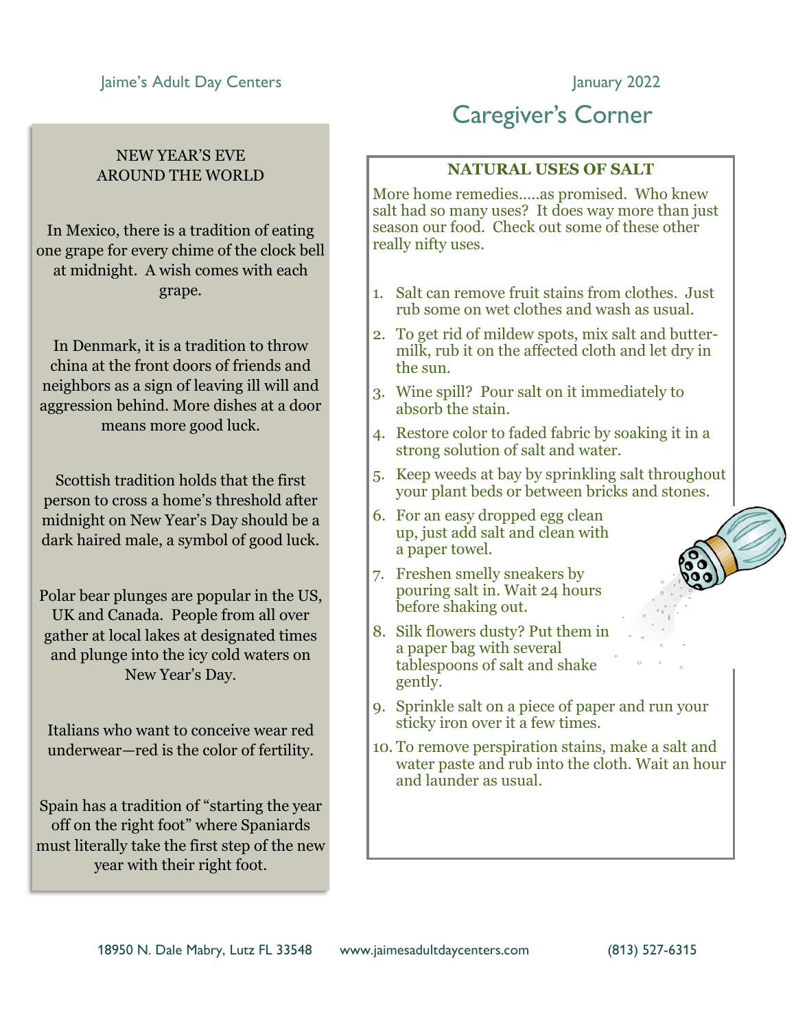Jaime's Adult Day Centers

January 2022

# Caregiver's Corner

## NEW YEAR'S EVE AROUND THE WORLD

In Mexico, there is a tradition of eating one grape for every chime of the clock bell at midnight. A wish comes with each grape.

In Denmark, it is a tradition to throw china at the front doors of friends and neighbors as a sign of leaving ill will and aggression behind. More dishes at a door means more good luck.

Scottish tradition holds that the first person to cross a home's threshold after midnight on New Year's Day should be a dark haired male, a symbol of good luck.

Polar bear plunges are popular in the US, UK and Canada. People from all over gather at local lakes at designated times and plunge into the icy cold waters on New Year's Day.

Italians who want to conceive wear red underwear—red is the color of fertility.

Spain has a tradition of "starting the year off on the right foot" where Spaniards must literally take the first step of the new year with their right foot.

## NATURAL USES OF SALT

More home remedies.....as promised. Who knew salt had so many uses? It does way more than just season our food. Check out some of these other really nifty uses.

1. Salt can remove fruit stains from clothes. Just rub some on wet clothes and wash as usual.
2. To get rid of mildew spots, mix salt and butter-milk, rub it on the affected cloth and let dry in the sun.
3. Wine spill? Pour salt on it immediately to absorb the stain.
4. Restore color to faded fabric by soaking it in a strong solution of salt and water.
5. Keep weeds at bay by sprinkling salt throughout your plant beds or between bricks and stones.
6. For an easy dropped egg clean up, just add salt and clean with a paper towel.
7. Freshen smelly sneakers by pouring salt in. Wait 24 hours before shaking out.
8. Silk flowers dusty? Put them in a paper bag with several tablespoons of salt and shake gently.
9. Sprinkle salt on a piece of paper and run your sticky iron over it a few times.
10. To remove perspiration stains, make a salt and water paste and rub into the cloth. Wait an hour and launder as usual.

18950 N. Dale Mabry, Lutz FL 33548 www.jaimesadultdaycenters.com (813) 527-6315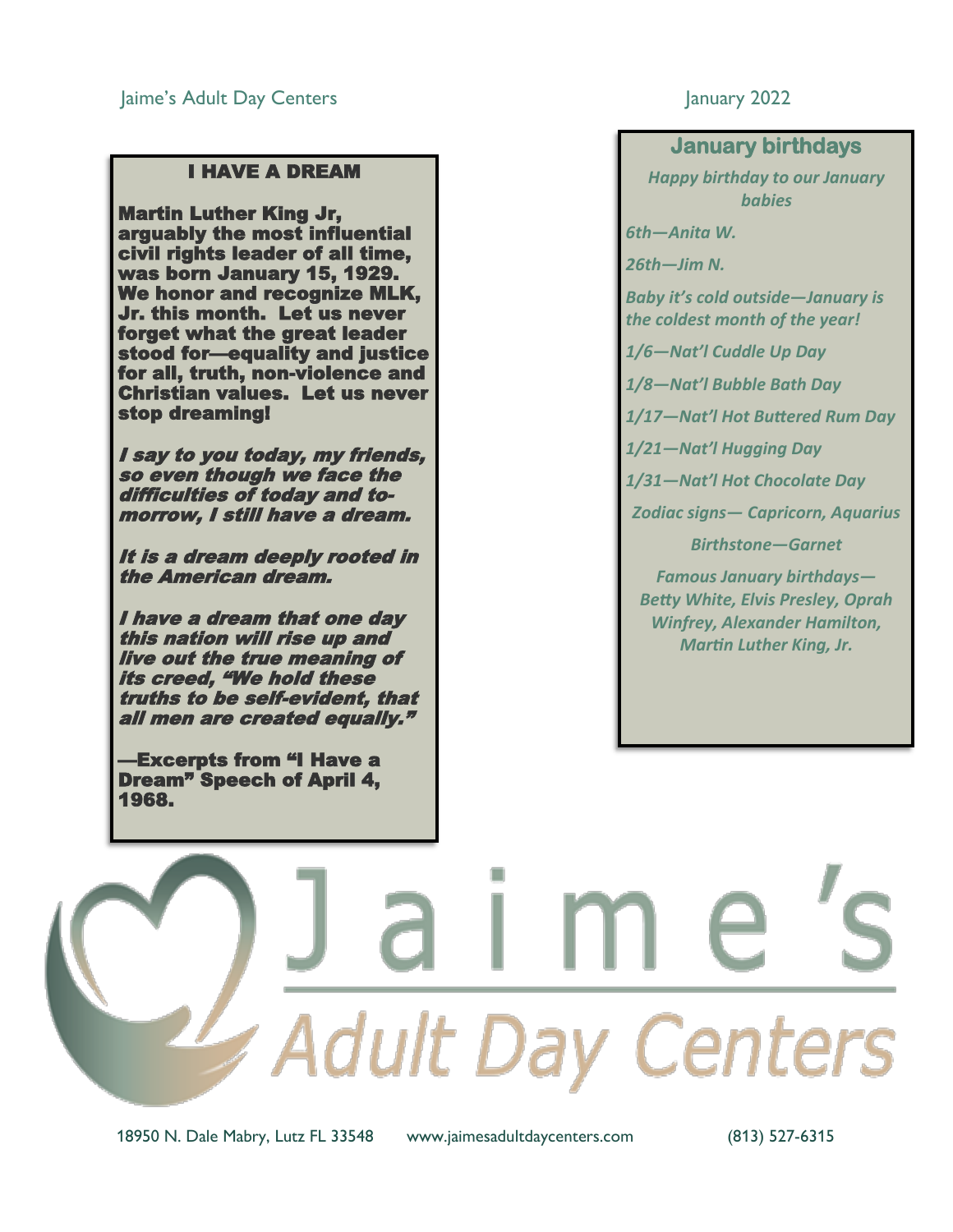## I HAVE A DREAM

**Martin Luther King Jr, arguably the most influential civil rights leader of all time, was born January 15, 1929. We honor and recognize MLK, Jr. this month. Let us never forget what the great leader stood for—equality and justice for all, truth, non-violence and Christian values. Let us never stop dreaming!**

***I say to you today, my friends, so even though we face the difficulties of today and tomorrow, I still have a dream.***

***It is a dream deeply rooted in the American dream.***

***I have a dream that one day this nation will rise up and live out the true meaning of its creed, "We hold these truths to be self-evident, that all men are created equally."***

**—Excerpts from "I Have a Dream" Speech of April 4, 1968.**

## January birthdays

***Happy birthday to our January babies***

***6th—Anita W.***

***26th—Jim N.***

***Baby it's cold outside—January is the coldest month of the year!***

***1/6—Nat'l Cuddle Up Day***

***1/8—Nat'l Bubble Bath Day***

***1/17—Nat'l Hot Buttered Rum Day***

***1/21—Nat'l Hugging Day***

***1/31—Nat'l Hot Chocolate Day***

***Zodiac signs— Capricorn, Aquarius***

***Birthstone—Garnet***

***Famous January birthdays—Betty White, Elvis Presley, Oprah Winfrey, Alexander Hamilton, Martin Luther King, Jr.***

Jaime's Adult Day Centers

18950 N. Dale Mabry, Lutz FL 33548 www.jaimesadultdaycenters.com (813) 527-6315